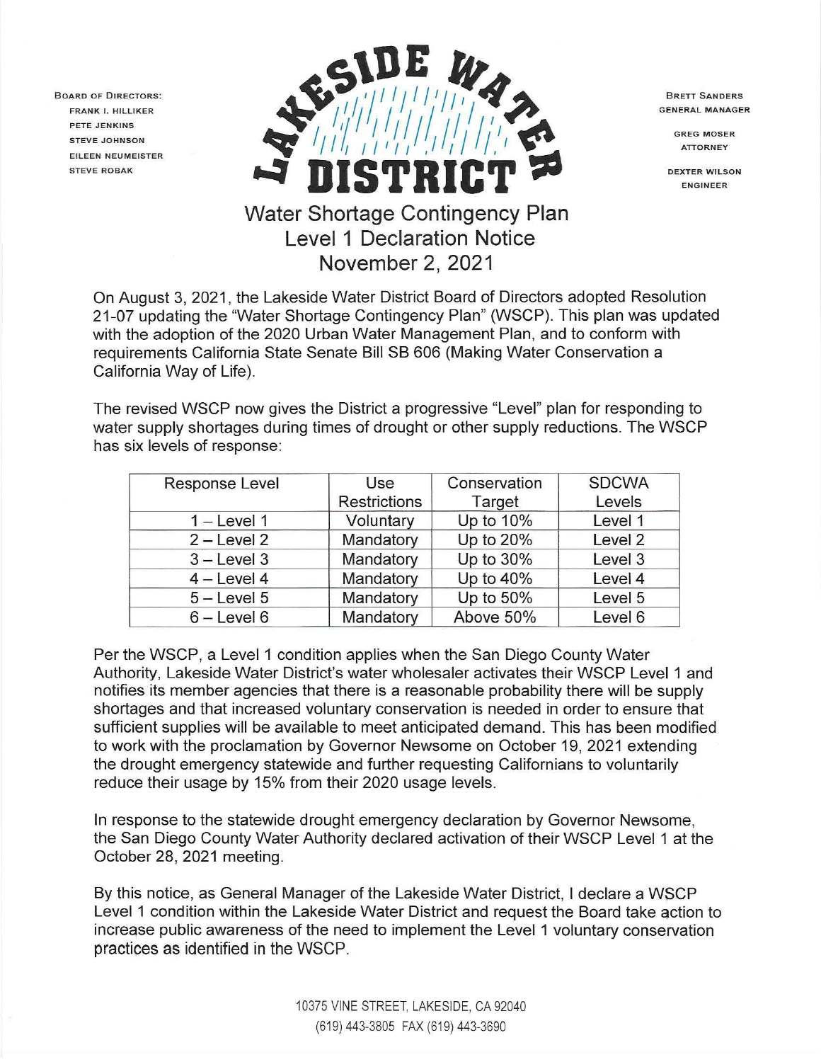BOARD OF DIRECTORS:
FRANK I. HILLIKER
PETE JENKINS
STEVE JOHNSON
EILEEN NEUMEISTER
STEVE ROBAK

# LAKESIDE WATER DISTRICT

BRETT SANDERS
GENERAL MANAGER

GREG MOSER
ATTORNEY

DEXTER WILSON
ENGINEER

## Water Shortage Contingency Plan
## Level 1 Declaration Notice
## November 2, 2021

On August 3, 2021, the Lakeside Water District Board of Directors adopted Resolution 21-07 updating the "Water Shortage Contingency Plan" (WSCP). This plan was updated with the adoption of the 2020 Urban Water Management Plan, and to conform with requirements California State Senate Bill SB 606 (Making Water Conservation a California Way of Life).

The revised WSCP now gives the District a progressive "Level" plan for responding to water supply shortages during times of drought or other supply reductions. The WSCP has six levels of response:

| Response Level | Use Restrictions | Conservation Target | SDCWA Levels |
|---|---|---|---|
| 1 – Level 1 | Voluntary | Up to 10% | Level 1 |
| 2 – Level 2 | Mandatory | Up to 20% | Level 2 |
| 3 – Level 3 | Mandatory | Up to 30% | Level 3 |
| 4 – Level 4 | Mandatory | Up to 40% | Level 4 |
| 5 – Level 5 | Mandatory | Up to 50% | Level 5 |
| 6 – Level 6 | Mandatory | Above 50% | Level 6 |

Per the WSCP, a Level 1 condition applies when the San Diego County Water Authority, Lakeside Water District's water wholesaler activates their WSCP Level 1 and notifies its member agencies that there is a reasonable probability there will be supply shortages and that increased voluntary conservation is needed in order to ensure that sufficient supplies will be available to meet anticipated demand. This has been modified to work with the proclamation by Governor Newsome on October 19, 2021 extending the drought emergency statewide and further requesting Californians to voluntarily reduce their usage by 15% from their 2020 usage levels.

In response to the statewide drought emergency declaration by Governor Newsome, the San Diego County Water Authority declared activation of their WSCP Level 1 at the October 28, 2021 meeting.

By this notice, as General Manager of the Lakeside Water District, I declare a WSCP Level 1 condition within the Lakeside Water District and request the Board take action to increase public awareness of the need to implement the Level 1 voluntary conservation practices as identified in the WSCP.

10375 VINE STREET, LAKESIDE, CA 92040
(619) 443-3805 FAX (619) 443-3690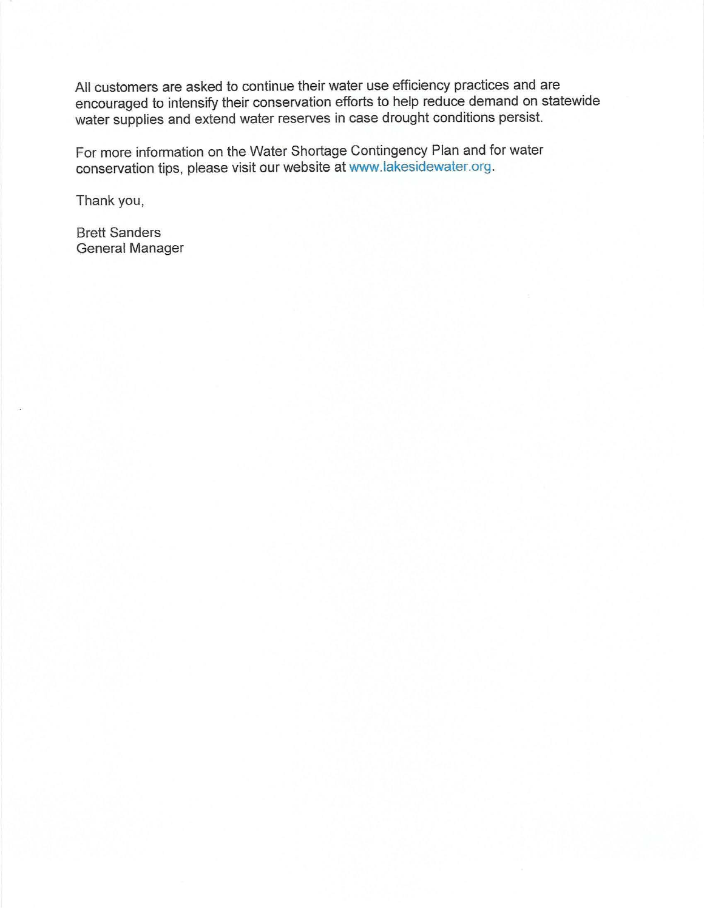All customers are asked to continue their water use efficiency practices and are encouraged to intensify their conservation efforts to help reduce demand on statewide water supplies and extend water reserves in case drought conditions persist.

For more information on the Water Shortage Contingency Plan and for water conservation tips, please visit our website at www.lakesidewater.org.

Thank you,

Brett Sanders
General Manager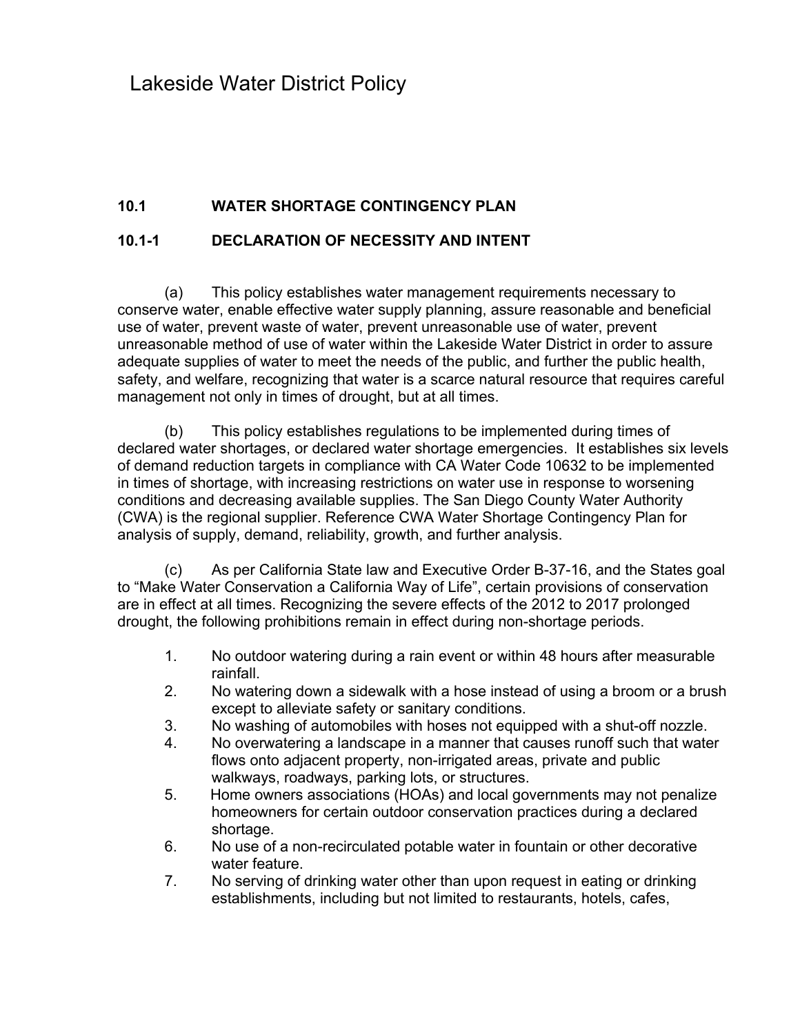# Lakeside Water District Policy

## 10.1 WATER SHORTAGE CONTINGENCY PLAN

### 10.1-1 DECLARATION OF NECESSITY AND INTENT

(a) This policy establishes water management requirements necessary to conserve water, enable effective water supply planning, assure reasonable and beneficial use of water, prevent waste of water, prevent unreasonable use of water, prevent unreasonable method of use of water within the Lakeside Water District in order to assure adequate supplies of water to meet the needs of the public, and further the public health, safety, and welfare, recognizing that water is a scarce natural resource that requires careful management not only in times of drought, but at all times.

(b) This policy establishes regulations to be implemented during times of declared water shortages, or declared water shortage emergencies. It establishes six levels of demand reduction targets in compliance with CA Water Code 10632 to be implemented in times of shortage, with increasing restrictions on water use in response to worsening conditions and decreasing available supplies. The San Diego County Water Authority (CWA) is the regional supplier. Reference CWA Water Shortage Contingency Plan for analysis of supply, demand, reliability, growth, and further analysis.

(c) As per California State law and Executive Order B-37-16, and the States goal to "Make Water Conservation a California Way of Life", certain provisions of conservation are in effect at all times. Recognizing the severe effects of the 2012 to 2017 prolonged drought, the following prohibitions remain in effect during non-shortage periods.

1. No outdoor watering during a rain event or within 48 hours after measurable rainfall.
2. No watering down a sidewalk with a hose instead of using a broom or a brush except to alleviate safety or sanitary conditions.
3. No washing of automobiles with hoses not equipped with a shut-off nozzle.
4. No overwatering a landscape in a manner that causes runoff such that water flows onto adjacent property, non-irrigated areas, private and public walkways, roadways, parking lots, or structures.
5. Home owners associations (HOAs) and local governments may not penalize homeowners for certain outdoor conservation practices during a declared shortage.
6. No use of a non-recirculated potable water in fountain or other decorative water feature.
7. No serving of drinking water other than upon request in eating or drinking establishments, including but not limited to restaurants, hotels, cafes,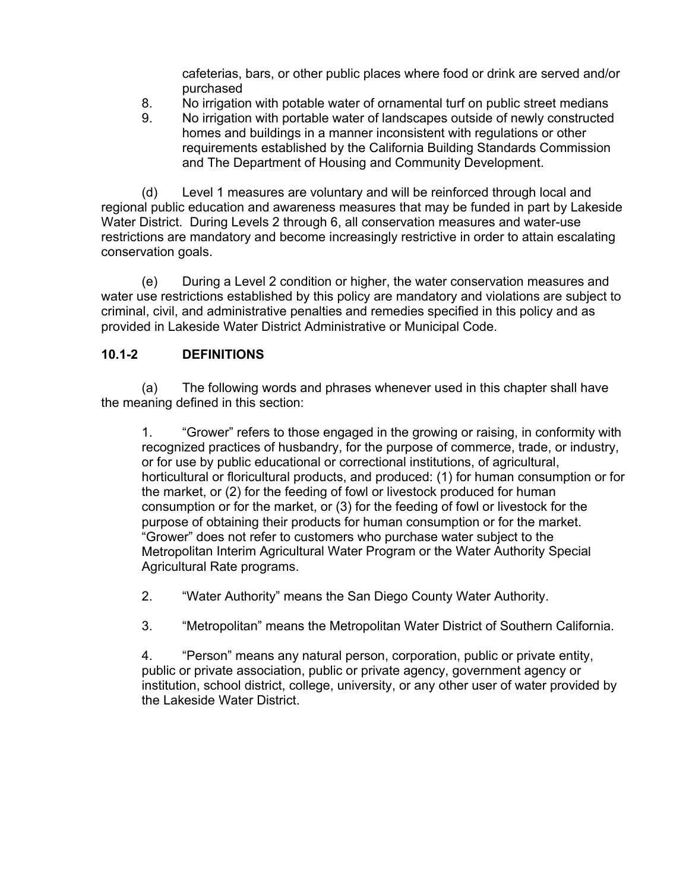cafeterias, bars, or other public places where food or drink are served and/or purchased

8. No irrigation with potable water of ornamental turf on public street medians
9. No irrigation with portable water of landscapes outside of newly constructed homes and buildings in a manner inconsistent with regulations or other requirements established by the California Building Standards Commission and The Department of Housing and Community Development.

(d) Level 1 measures are voluntary and will be reinforced through local and regional public education and awareness measures that may be funded in part by Lakeside Water District. During Levels 2 through 6, all conservation measures and water-use restrictions are mandatory and become increasingly restrictive in order to attain escalating conservation goals.

(e) During a Level 2 condition or higher, the water conservation measures and water use restrictions established by this policy are mandatory and violations are subject to criminal, civil, and administrative penalties and remedies specified in this policy and as provided in Lakeside Water District Administrative or Municipal Code.

## 10.1-2 DEFINITIONS

(a) The following words and phrases whenever used in this chapter shall have the meaning defined in this section:

1. "Grower" refers to those engaged in the growing or raising, in conformity with recognized practices of husbandry, for the purpose of commerce, trade, or industry, or for use by public educational or correctional institutions, of agricultural, horticultural or floricultural products, and produced: (1) for human consumption or for the market, or (2) for the feeding of fowl or livestock produced for human consumption or for the market, or (3) for the feeding of fowl or livestock for the purpose of obtaining their products for human consumption or for the market. "Grower" does not refer to customers who purchase water subject to the Metropolitan Interim Agricultural Water Program or the Water Authority Special Agricultural Rate programs.

2. "Water Authority" means the San Diego County Water Authority.

3. "Metropolitan" means the Metropolitan Water District of Southern California.

4. "Person" means any natural person, corporation, public or private entity, public or private association, public or private agency, government agency or institution, school district, college, university, or any other user of water provided by the Lakeside Water District.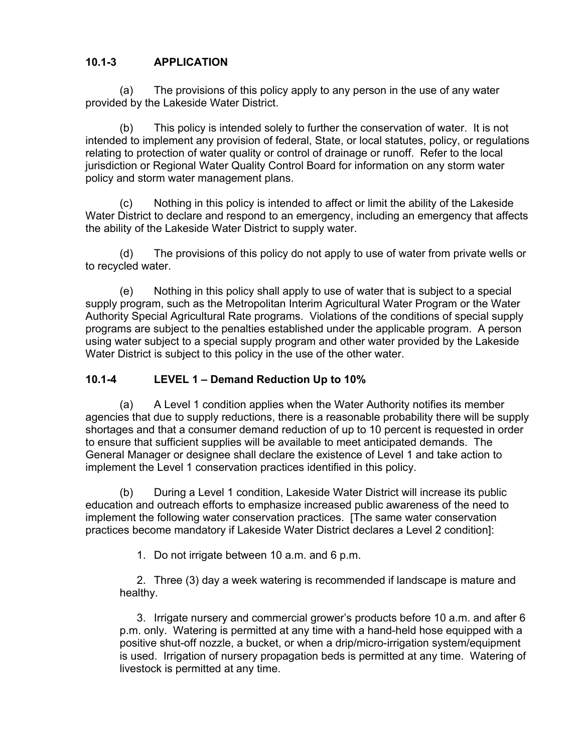### 10.1-3 APPLICATION

(a) The provisions of this policy apply to any person in the use of any water provided by the Lakeside Water District.

(b) This policy is intended solely to further the conservation of water. It is not intended to implement any provision of federal, State, or local statutes, policy, or regulations relating to protection of water quality or control of drainage or runoff. Refer to the local jurisdiction or Regional Water Quality Control Board for information on any storm water policy and storm water management plans.

(c) Nothing in this policy is intended to affect or limit the ability of the Lakeside Water District to declare and respond to an emergency, including an emergency that affects the ability of the Lakeside Water District to supply water.

(d) The provisions of this policy do not apply to use of water from private wells or to recycled water.

(e) Nothing in this policy shall apply to use of water that is subject to a special supply program, such as the Metropolitan Interim Agricultural Water Program or the Water Authority Special Agricultural Rate programs. Violations of the conditions of special supply programs are subject to the penalties established under the applicable program. A person using water subject to a special supply program and other water provided by the Lakeside Water District is subject to this policy in the use of the other water.

### 10.1-4 LEVEL 1 – Demand Reduction Up to 10%

(a) A Level 1 condition applies when the Water Authority notifies its member agencies that due to supply reductions, there is a reasonable probability there will be supply shortages and that a consumer demand reduction of up to 10 percent is requested in order to ensure that sufficient supplies will be available to meet anticipated demands. The General Manager or designee shall declare the existence of Level 1 and take action to implement the Level 1 conservation practices identified in this policy.

(b) During a Level 1 condition, Lakeside Water District will increase its public education and outreach efforts to emphasize increased public awareness of the need to implement the following water conservation practices. [The same water conservation practices become mandatory if Lakeside Water District declares a Level 2 condition]:

1. Do not irrigate between 10 a.m. and 6 p.m.

2. Three (3) day a week watering is recommended if landscape is mature and healthy.

3. Irrigate nursery and commercial grower's products before 10 a.m. and after 6 p.m. only. Watering is permitted at any time with a hand-held hose equipped with a positive shut-off nozzle, a bucket, or when a drip/micro-irrigation system/equipment is used. Irrigation of nursery propagation beds is permitted at any time. Watering of livestock is permitted at any time.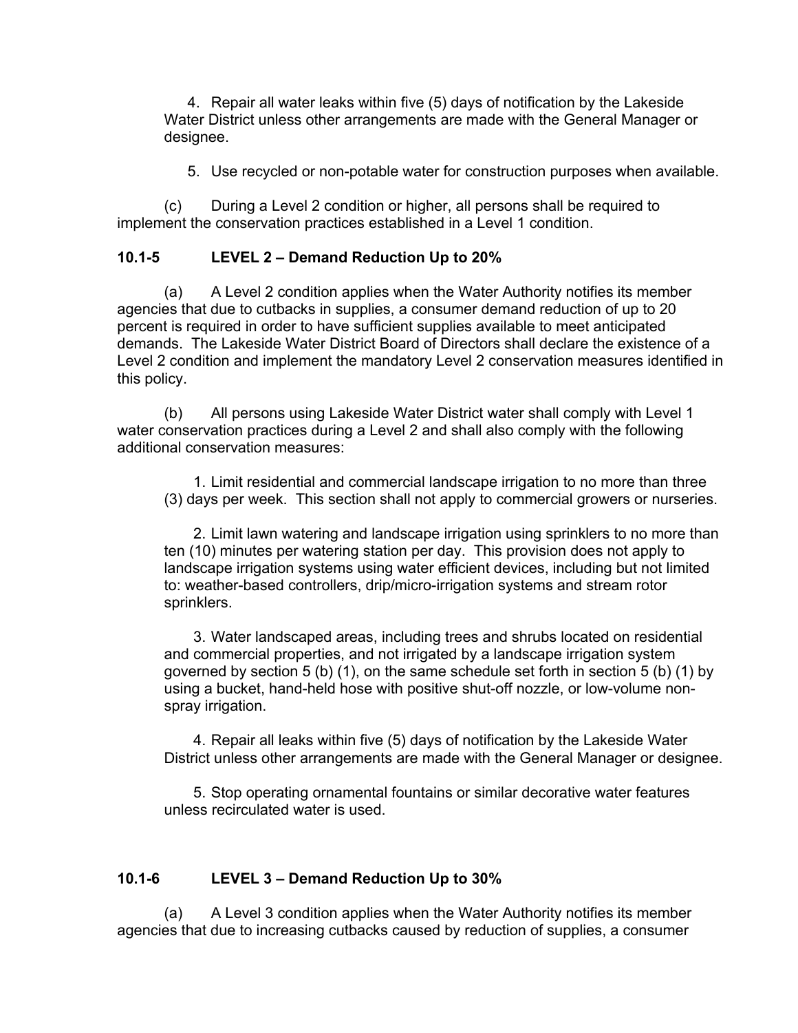4. Repair all water leaks within five (5) days of notification by the Lakeside Water District unless other arrangements are made with the General Manager or designee.

5. Use recycled or non-potable water for construction purposes when available.

(c) During a Level 2 condition or higher, all persons shall be required to implement the conservation practices established in a Level 1 condition.

### 10.1-5 LEVEL 2 – Demand Reduction Up to 20%

(a) A Level 2 condition applies when the Water Authority notifies its member agencies that due to cutbacks in supplies, a consumer demand reduction of up to 20 percent is required in order to have sufficient supplies available to meet anticipated demands. The Lakeside Water District Board of Directors shall declare the existence of a Level 2 condition and implement the mandatory Level 2 conservation measures identified in this policy.

(b) All persons using Lakeside Water District water shall comply with Level 1 water conservation practices during a Level 2 and shall also comply with the following additional conservation measures:

1. Limit residential and commercial landscape irrigation to no more than three (3) days per week. This section shall not apply to commercial growers or nurseries.

2. Limit lawn watering and landscape irrigation using sprinklers to no more than ten (10) minutes per watering station per day. This provision does not apply to landscape irrigation systems using water efficient devices, including but not limited to: weather-based controllers, drip/micro-irrigation systems and stream rotor sprinklers.

3. Water landscaped areas, including trees and shrubs located on residential and commercial properties, and not irrigated by a landscape irrigation system governed by section 5 (b) (1), on the same schedule set forth in section 5 (b) (1) by using a bucket, hand-held hose with positive shut-off nozzle, or low-volume non-spray irrigation.

4. Repair all leaks within five (5) days of notification by the Lakeside Water District unless other arrangements are made with the General Manager or designee.

5. Stop operating ornamental fountains or similar decorative water features unless recirculated water is used.

### 10.1-6 LEVEL 3 – Demand Reduction Up to 30%

(a) A Level 3 condition applies when the Water Authority notifies its member agencies that due to increasing cutbacks caused by reduction of supplies, a consumer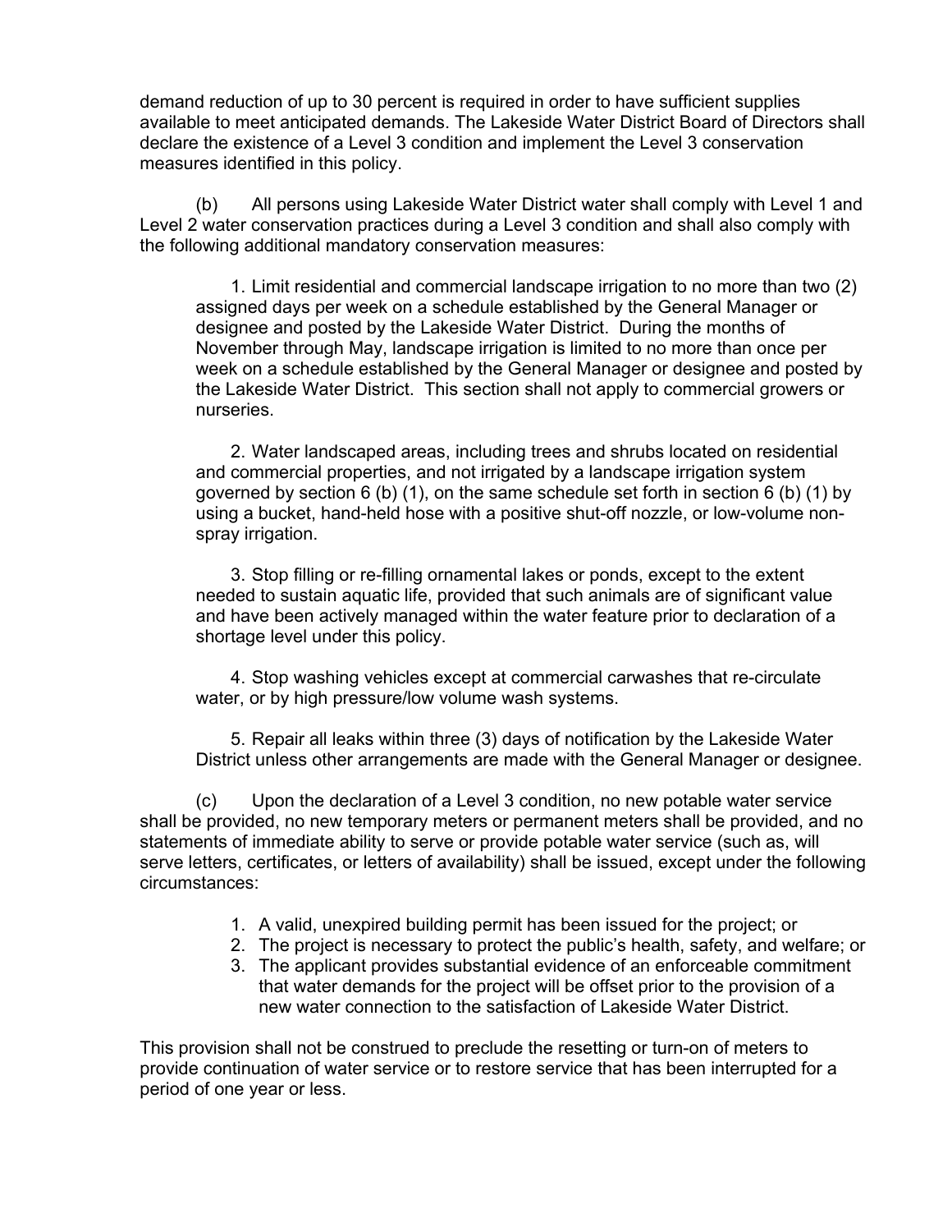demand reduction of up to 30 percent is required in order to have sufficient supplies available to meet anticipated demands. The Lakeside Water District Board of Directors shall declare the existence of a Level 3 condition and implement the Level 3 conservation measures identified in this policy.

(b) All persons using Lakeside Water District water shall comply with Level 1 and Level 2 water conservation practices during a Level 3 condition and shall also comply with the following additional mandatory conservation measures:

1. Limit residential and commercial landscape irrigation to no more than two (2) assigned days per week on a schedule established by the General Manager or designee and posted by the Lakeside Water District. During the months of November through May, landscape irrigation is limited to no more than once per week on a schedule established by the General Manager or designee and posted by the Lakeside Water District. This section shall not apply to commercial growers or nurseries.

2. Water landscaped areas, including trees and shrubs located on residential and commercial properties, and not irrigated by a landscape irrigation system governed by section 6 (b) (1), on the same schedule set forth in section 6 (b) (1) by using a bucket, hand-held hose with a positive shut-off nozzle, or low-volume non-spray irrigation.

3. Stop filling or re-filling ornamental lakes or ponds, except to the extent needed to sustain aquatic life, provided that such animals are of significant value and have been actively managed within the water feature prior to declaration of a shortage level under this policy.

4. Stop washing vehicles except at commercial carwashes that re-circulate water, or by high pressure/low volume wash systems.

5. Repair all leaks within three (3) days of notification by the Lakeside Water District unless other arrangements are made with the General Manager or designee.

(c) Upon the declaration of a Level 3 condition, no new potable water service shall be provided, no new temporary meters or permanent meters shall be provided, and no statements of immediate ability to serve or provide potable water service (such as, will serve letters, certificates, or letters of availability) shall be issued, except under the following circumstances:

1. A valid, unexpired building permit has been issued for the project; or
2. The project is necessary to protect the public's health, safety, and welfare; or
3. The applicant provides substantial evidence of an enforceable commitment that water demands for the project will be offset prior to the provision of a new water connection to the satisfaction of Lakeside Water District.

This provision shall not be construed to preclude the resetting or turn-on of meters to provide continuation of water service or to restore service that has been interrupted for a period of one year or less.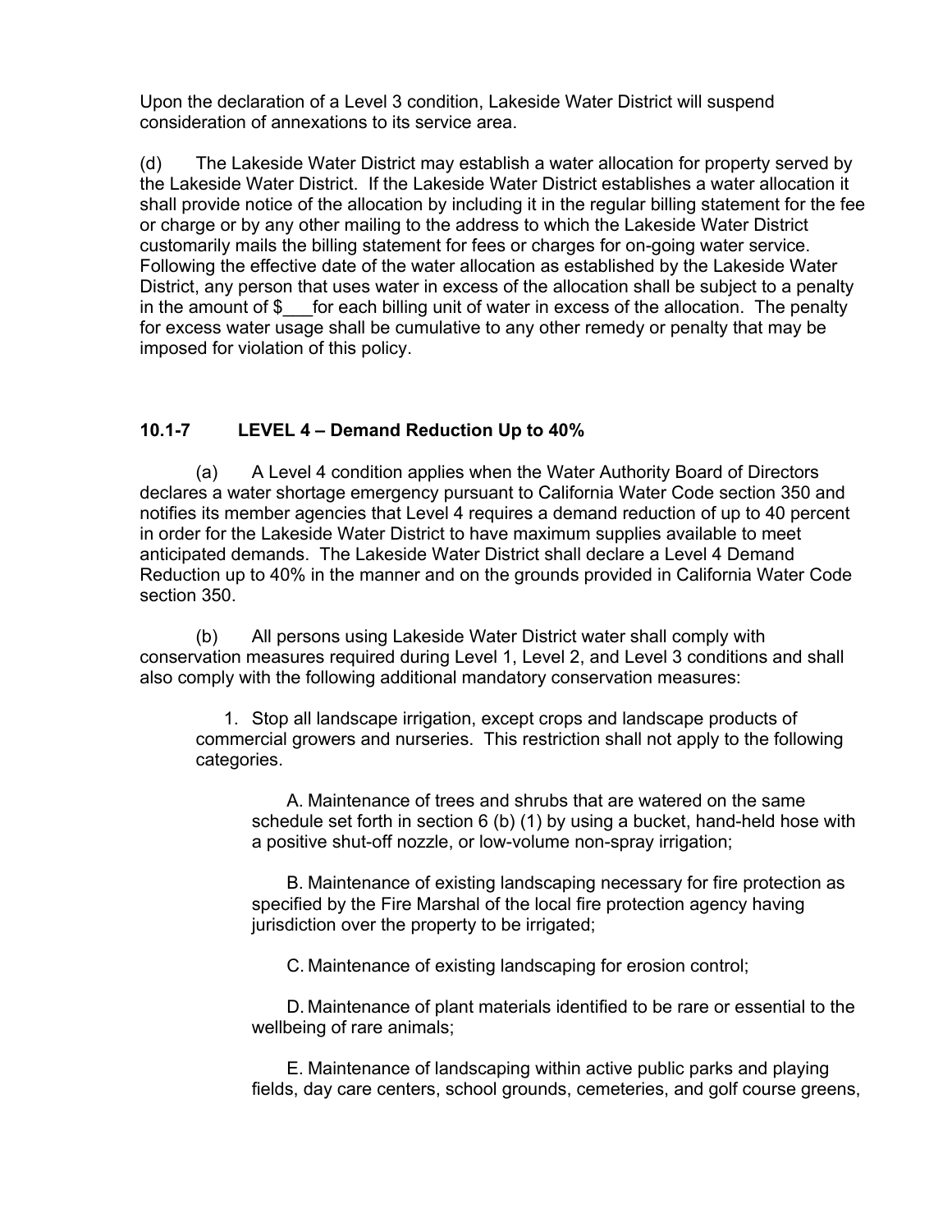Upon the declaration of a Level 3 condition, Lakeside Water District will suspend consideration of annexations to its service area.

(d) The Lakeside Water District may establish a water allocation for property served by the Lakeside Water District. If the Lakeside Water District establishes a water allocation it shall provide notice of the allocation by including it in the regular billing statement for the fee or charge or by any other mailing to the address to which the Lakeside Water District customarily mails the billing statement for fees or charges for on-going water service. Following the effective date of the water allocation as established by the Lakeside Water District, any person that uses water in excess of the allocation shall be subject to a penalty in the amount of $___for each billing unit of water in excess of the allocation. The penalty for excess water usage shall be cumulative to any other remedy or penalty that may be imposed for violation of this policy.

### 10.1-7 LEVEL 4 – Demand Reduction Up to 40%

(a) A Level 4 condition applies when the Water Authority Board of Directors declares a water shortage emergency pursuant to California Water Code section 350 and notifies its member agencies that Level 4 requires a demand reduction of up to 40 percent in order for the Lakeside Water District to have maximum supplies available to meet anticipated demands. The Lakeside Water District shall declare a Level 4 Demand Reduction up to 40% in the manner and on the grounds provided in California Water Code section 350.

(b) All persons using Lakeside Water District water shall comply with conservation measures required during Level 1, Level 2, and Level 3 conditions and shall also comply with the following additional mandatory conservation measures:

1. Stop all landscape irrigation, except crops and landscape products of commercial growers and nurseries. This restriction shall not apply to the following categories.

   A. Maintenance of trees and shrubs that are watered on the same schedule set forth in section 6 (b) (1) by using a bucket, hand-held hose with a positive shut-off nozzle, or low-volume non-spray irrigation;

   B. Maintenance of existing landscaping necessary for fire protection as specified by the Fire Marshal of the local fire protection agency having jurisdiction over the property to be irrigated;

   C. Maintenance of existing landscaping for erosion control;

   D. Maintenance of plant materials identified to be rare or essential to the wellbeing of rare animals;

   E. Maintenance of landscaping within active public parks and playing fields, day care centers, school grounds, cemeteries, and golf course greens,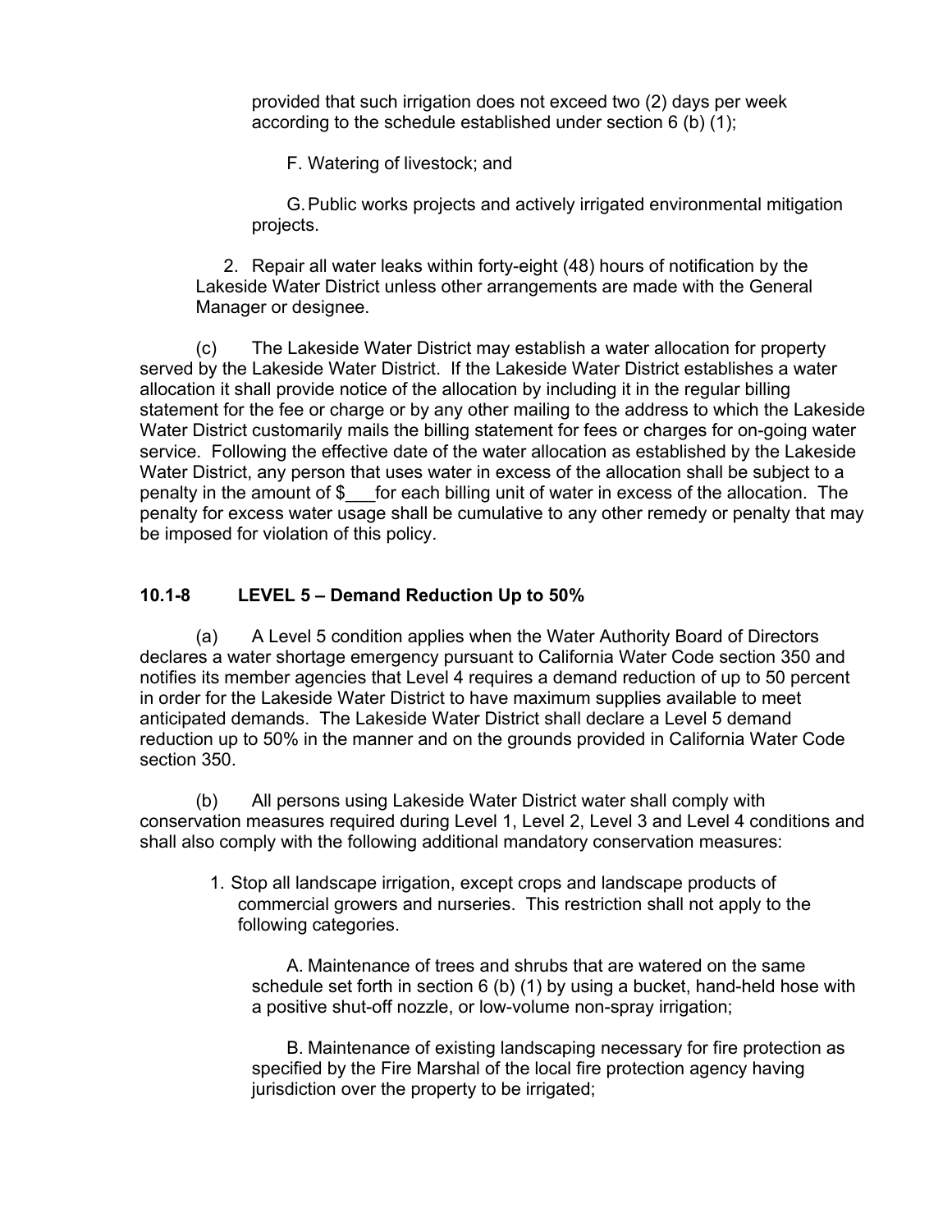provided that such irrigation does not exceed two (2) days per week according to the schedule established under section 6 (b) (1);

F. Watering of livestock; and

G. Public works projects and actively irrigated environmental mitigation projects.

2. Repair all water leaks within forty-eight (48) hours of notification by the Lakeside Water District unless other arrangements are made with the General Manager or designee.

(c) The Lakeside Water District may establish a water allocation for property served by the Lakeside Water District. If the Lakeside Water District establishes a water allocation it shall provide notice of the allocation by including it in the regular billing statement for the fee or charge or by any other mailing to the address to which the Lakeside Water District customarily mails the billing statement for fees or charges for on-going water service. Following the effective date of the water allocation as established by the Lakeside Water District, any person that uses water in excess of the allocation shall be subject to a penalty in the amount of $___for each billing unit of water in excess of the allocation. The penalty for excess water usage shall be cumulative to any other remedy or penalty that may be imposed for violation of this policy.

## 10.1-8 LEVEL 5 – Demand Reduction Up to 50%

(a) A Level 5 condition applies when the Water Authority Board of Directors declares a water shortage emergency pursuant to California Water Code section 350 and notifies its member agencies that Level 4 requires a demand reduction of up to 50 percent in order for the Lakeside Water District to have maximum supplies available to meet anticipated demands. The Lakeside Water District shall declare a Level 5 demand reduction up to 50% in the manner and on the grounds provided in California Water Code section 350.

(b) All persons using Lakeside Water District water shall comply with conservation measures required during Level 1, Level 2, Level 3 and Level 4 conditions and shall also comply with the following additional mandatory conservation measures:

1. Stop all landscape irrigation, except crops and landscape products of commercial growers and nurseries. This restriction shall not apply to the following categories.

A. Maintenance of trees and shrubs that are watered on the same schedule set forth in section 6 (b) (1) by using a bucket, hand-held hose with a positive shut-off nozzle, or low-volume non-spray irrigation;

B. Maintenance of existing landscaping necessary for fire protection as specified by the Fire Marshal of the local fire protection agency having jurisdiction over the property to be irrigated;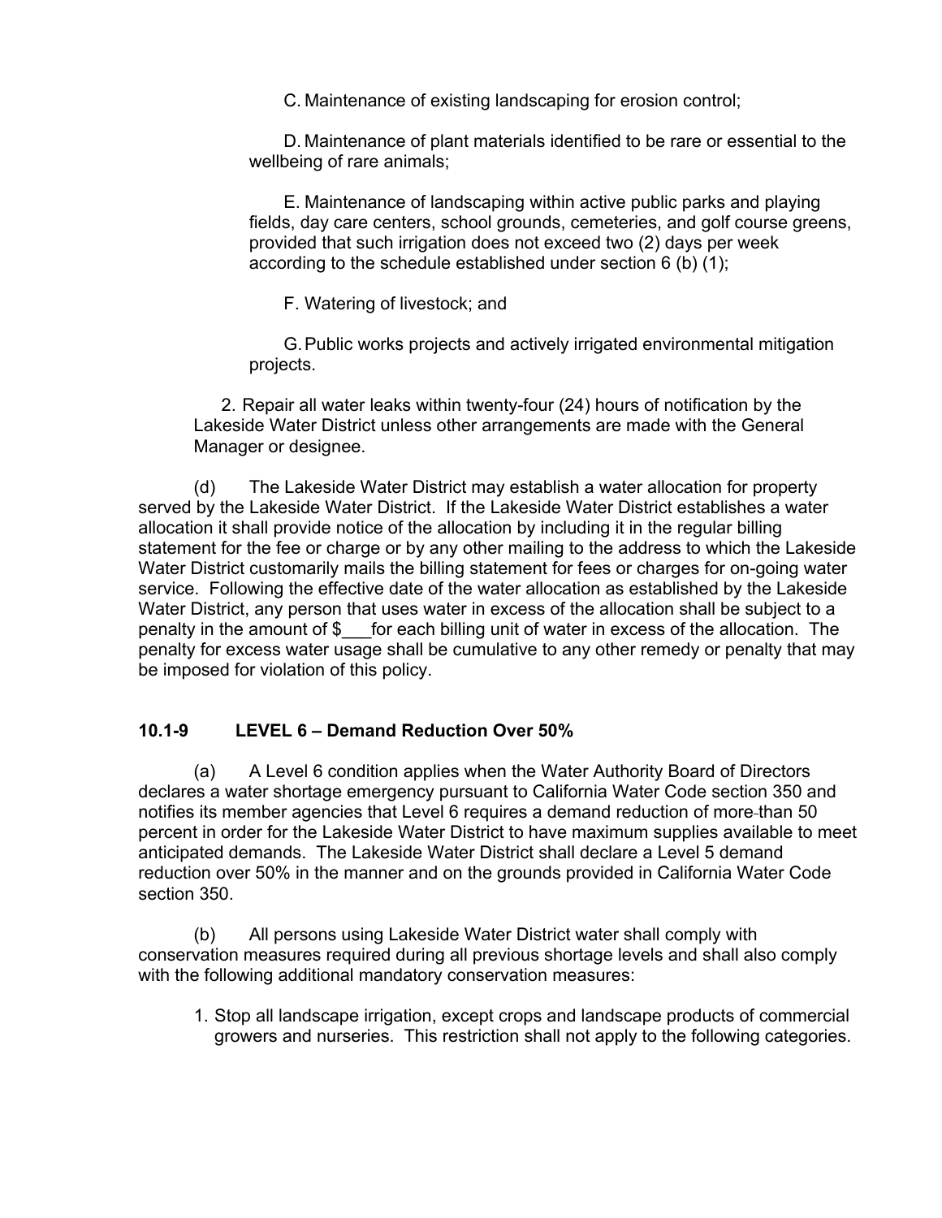C. Maintenance of existing landscaping for erosion control;

D. Maintenance of plant materials identified to be rare or essential to the wellbeing of rare animals;

E. Maintenance of landscaping within active public parks and playing fields, day care centers, school grounds, cemeteries, and golf course greens, provided that such irrigation does not exceed two (2) days per week according to the schedule established under section 6 (b) (1);

F. Watering of livestock; and

G. Public works projects and actively irrigated environmental mitigation projects.

2. Repair all water leaks within twenty-four (24) hours of notification by the Lakeside Water District unless other arrangements are made with the General Manager or designee.

(d) The Lakeside Water District may establish a water allocation for property served by the Lakeside Water District. If the Lakeside Water District establishes a water allocation it shall provide notice of the allocation by including it in the regular billing statement for the fee or charge or by any other mailing to the address to which the Lakeside Water District customarily mails the billing statement for fees or charges for on-going water service. Following the effective date of the water allocation as established by the Lakeside Water District, any person that uses water in excess of the allocation shall be subject to a penalty in the amount of $___for each billing unit of water in excess of the allocation. The penalty for excess water usage shall be cumulative to any other remedy or penalty that may be imposed for violation of this policy.

### 10.1-9 LEVEL 6 – Demand Reduction Over 50%

(a) A Level 6 condition applies when the Water Authority Board of Directors declares a water shortage emergency pursuant to California Water Code section 350 and notifies its member agencies that Level 6 requires a demand reduction of more than 50 percent in order for the Lakeside Water District to have maximum supplies available to meet anticipated demands. The Lakeside Water District shall declare a Level 5 demand reduction over 50% in the manner and on the grounds provided in California Water Code section 350.

(b) All persons using Lakeside Water District water shall comply with conservation measures required during all previous shortage levels and shall also comply with the following additional mandatory conservation measures:

1. Stop all landscape irrigation, except crops and landscape products of commercial growers and nurseries. This restriction shall not apply to the following categories.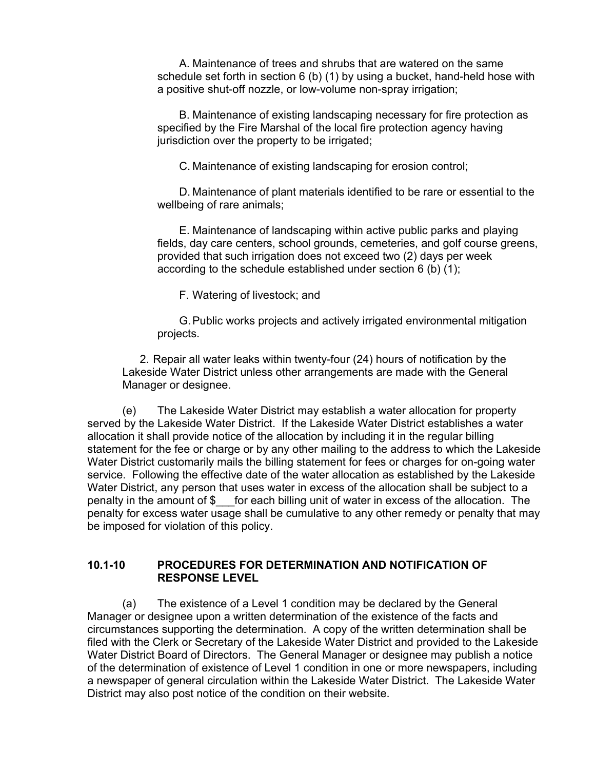A. Maintenance of trees and shrubs that are watered on the same schedule set forth in section 6 (b) (1) by using a bucket, hand-held hose with a positive shut-off nozzle, or low-volume non-spray irrigation;

B. Maintenance of existing landscaping necessary for fire protection as specified by the Fire Marshal of the local fire protection agency having jurisdiction over the property to be irrigated;

C. Maintenance of existing landscaping for erosion control;

D. Maintenance of plant materials identified to be rare or essential to the wellbeing of rare animals;

E. Maintenance of landscaping within active public parks and playing fields, day care centers, school grounds, cemeteries, and golf course greens, provided that such irrigation does not exceed two (2) days per week according to the schedule established under section 6 (b) (1);

F. Watering of livestock; and

G. Public works projects and actively irrigated environmental mitigation projects.

2. Repair all water leaks within twenty-four (24) hours of notification by the Lakeside Water District unless other arrangements are made with the General Manager or designee.

(e) The Lakeside Water District may establish a water allocation for property served by the Lakeside Water District. If the Lakeside Water District establishes a water allocation it shall provide notice of the allocation by including it in the regular billing statement for the fee or charge or by any other mailing to the address to which the Lakeside Water District customarily mails the billing statement for fees or charges for on-going water service. Following the effective date of the water allocation as established by the Lakeside Water District, any person that uses water in excess of the allocation shall be subject to a penalty in the amount of $___for each billing unit of water in excess of the allocation. The penalty for excess water usage shall be cumulative to any other remedy or penalty that may be imposed for violation of this policy.

### 10.1-10 PROCEDURES FOR DETERMINATION AND NOTIFICATION OF RESPONSE LEVEL

(a) The existence of a Level 1 condition may be declared by the General Manager or designee upon a written determination of the existence of the facts and circumstances supporting the determination. A copy of the written determination shall be filed with the Clerk or Secretary of the Lakeside Water District and provided to the Lakeside Water District Board of Directors. The General Manager or designee may publish a notice of the determination of existence of Level 1 condition in one or more newspapers, including a newspaper of general circulation within the Lakeside Water District. The Lakeside Water District may also post notice of the condition on their website.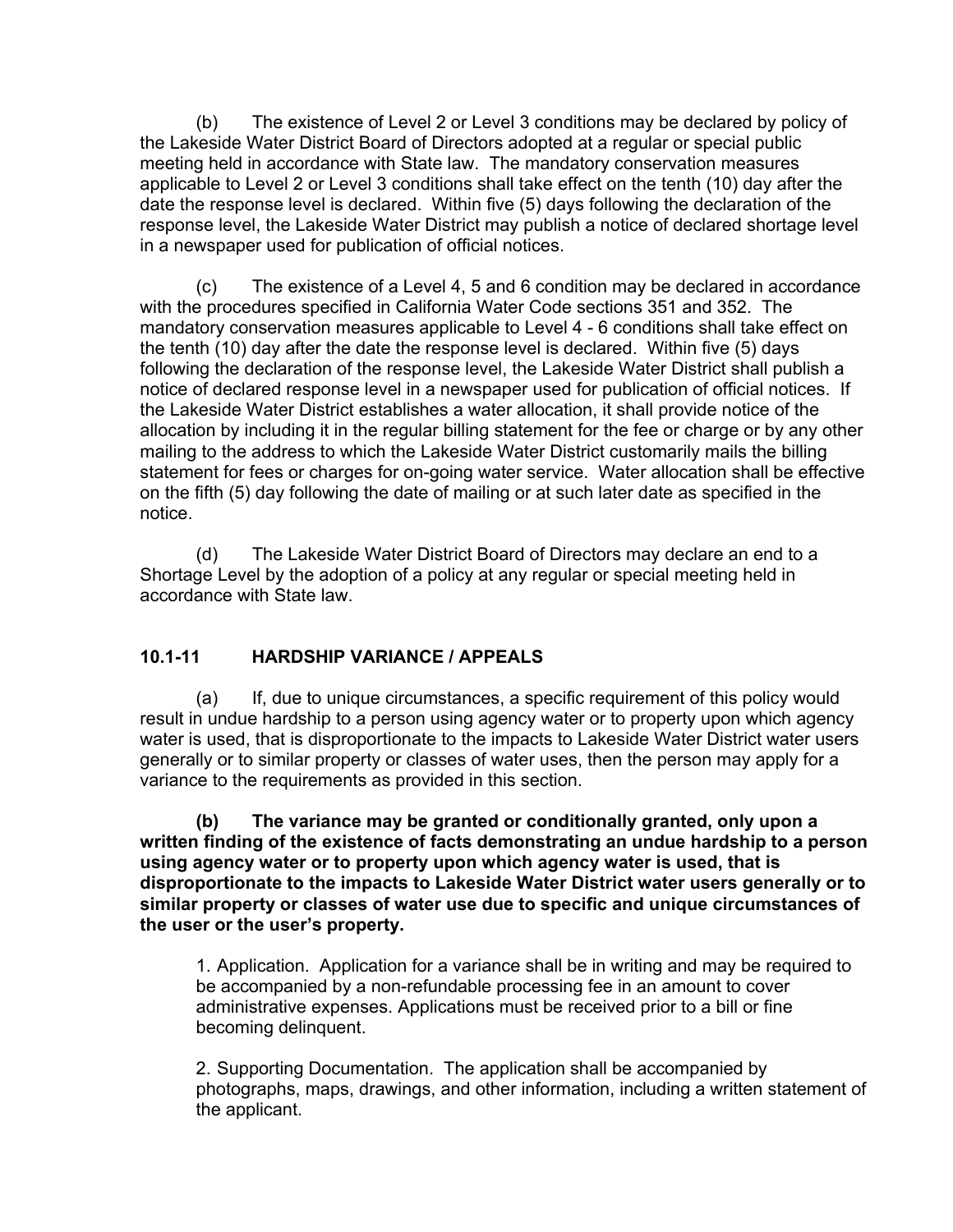(b) The existence of Level 2 or Level 3 conditions may be declared by policy of the Lakeside Water District Board of Directors adopted at a regular or special public meeting held in accordance with State law. The mandatory conservation measures applicable to Level 2 or Level 3 conditions shall take effect on the tenth (10) day after the date the response level is declared. Within five (5) days following the declaration of the response level, the Lakeside Water District may publish a notice of declared shortage level in a newspaper used for publication of official notices.

(c) The existence of a Level 4, 5 and 6 condition may be declared in accordance with the procedures specified in California Water Code sections 351 and 352. The mandatory conservation measures applicable to Level 4 - 6 conditions shall take effect on the tenth (10) day after the date the response level is declared. Within five (5) days following the declaration of the response level, the Lakeside Water District shall publish a notice of declared response level in a newspaper used for publication of official notices. If the Lakeside Water District establishes a water allocation, it shall provide notice of the allocation by including it in the regular billing statement for the fee or charge or by any other mailing to the address to which the Lakeside Water District customarily mails the billing statement for fees or charges for on-going water service. Water allocation shall be effective on the fifth (5) day following the date of mailing or at such later date as specified in the notice.

(d) The Lakeside Water District Board of Directors may declare an end to a Shortage Level by the adoption of a policy at any regular or special meeting held in accordance with State law.

### 10.1-11 HARDSHIP VARIANCE / APPEALS

(a) If, due to unique circumstances, a specific requirement of this policy would result in undue hardship to a person using agency water or to property upon which agency water is used, that is disproportionate to the impacts to Lakeside Water District water users generally or to similar property or classes of water uses, then the person may apply for a variance to the requirements as provided in this section.

**(b) The variance may be granted or conditionally granted, only upon a written finding of the existence of facts demonstrating an undue hardship to a person using agency water or to property upon which agency water is used, that is disproportionate to the impacts to Lakeside Water District water users generally or to similar property or classes of water use due to specific and unique circumstances of the user or the user's property.**

1. Application. Application for a variance shall be in writing and may be required to be accompanied by a non-refundable processing fee in an amount to cover administrative expenses. Applications must be received prior to a bill or fine becoming delinquent.

2. Supporting Documentation. The application shall be accompanied by photographs, maps, drawings, and other information, including a written statement of the applicant.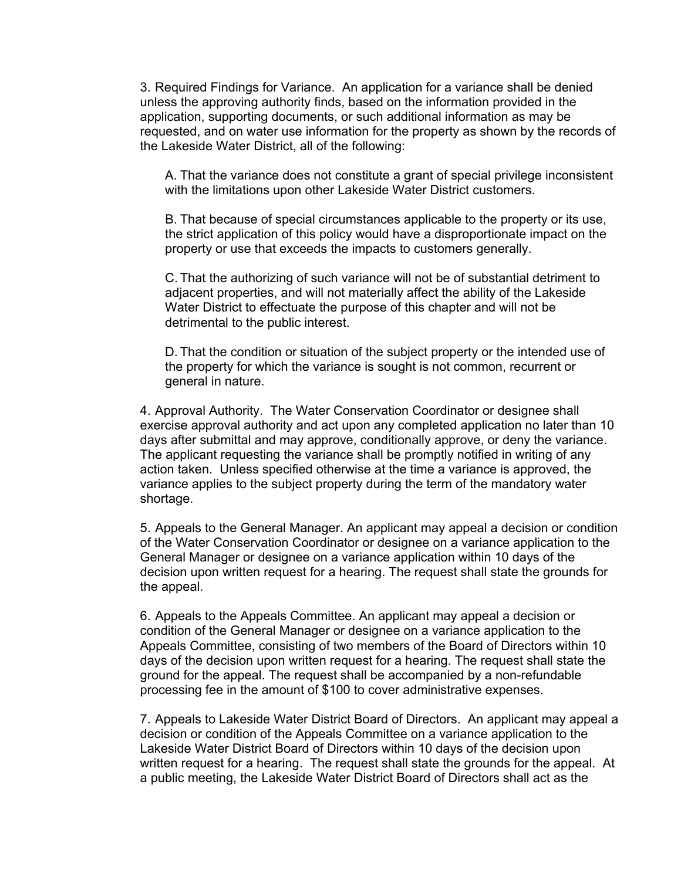3. Required Findings for Variance. An application for a variance shall be denied unless the approving authority finds, based on the information provided in the application, supporting documents, or such additional information as may be requested, and on water use information for the property as shown by the records of the Lakeside Water District, all of the following:

   A. That the variance does not constitute a grant of special privilege inconsistent with the limitations upon other Lakeside Water District customers.

   B. That because of special circumstances applicable to the property or its use, the strict application of this policy would have a disproportionate impact on the property or use that exceeds the impacts to customers generally.

   C. That the authorizing of such variance will not be of substantial detriment to adjacent properties, and will not materially affect the ability of the Lakeside Water District to effectuate the purpose of this chapter and will not be detrimental to the public interest.

   D. That the condition or situation of the subject property or the intended use of the property for which the variance is sought is not common, recurrent or general in nature.

4. Approval Authority. The Water Conservation Coordinator or designee shall exercise approval authority and act upon any completed application no later than 10 days after submittal and may approve, conditionally approve, or deny the variance. The applicant requesting the variance shall be promptly notified in writing of any action taken. Unless specified otherwise at the time a variance is approved, the variance applies to the subject property during the term of the mandatory water shortage.

5. Appeals to the General Manager. An applicant may appeal a decision or condition of the Water Conservation Coordinator or designee on a variance application to the General Manager or designee on a variance application within 10 days of the decision upon written request for a hearing. The request shall state the grounds for the appeal.

6. Appeals to the Appeals Committee. An applicant may appeal a decision or condition of the General Manager or designee on a variance application to the Appeals Committee, consisting of two members of the Board of Directors within 10 days of the decision upon written request for a hearing. The request shall state the ground for the appeal. The request shall be accompanied by a non-refundable processing fee in the amount of $100 to cover administrative expenses.

7. Appeals to Lakeside Water District Board of Directors. An applicant may appeal a decision or condition of the Appeals Committee on a variance application to the Lakeside Water District Board of Directors within 10 days of the decision upon written request for a hearing. The request shall state the grounds for the appeal. At a public meeting, the Lakeside Water District Board of Directors shall act as the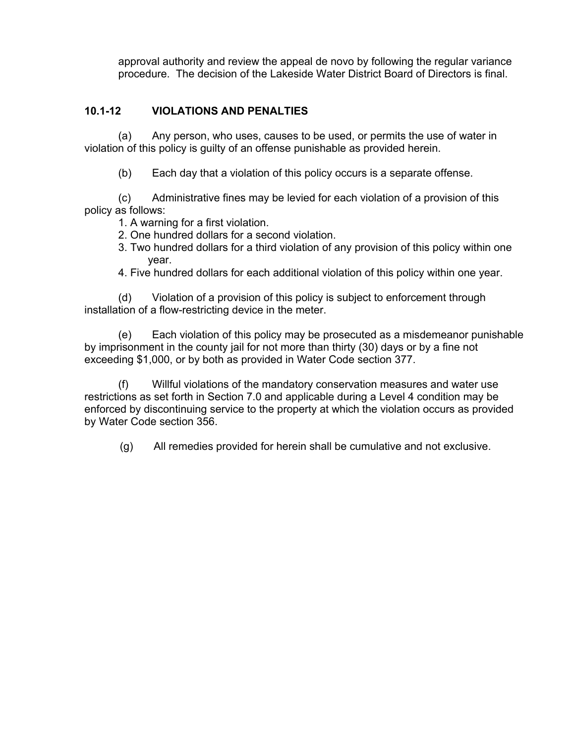approval authority and review the appeal de novo by following the regular variance procedure. The decision of the Lakeside Water District Board of Directors is final.

### 10.1-12 VIOLATIONS AND PENALTIES

(a) Any person, who uses, causes to be used, or permits the use of water in violation of this policy is guilty of an offense punishable as provided herein.

(b) Each day that a violation of this policy occurs is a separate offense.

(c) Administrative fines may be levied for each violation of a provision of this policy as follows:

1. A warning for a first violation.
2. One hundred dollars for a second violation.
3. Two hundred dollars for a third violation of any provision of this policy within one year.
4. Five hundred dollars for each additional violation of this policy within one year.

(d) Violation of a provision of this policy is subject to enforcement through installation of a flow-restricting device in the meter.

(e) Each violation of this policy may be prosecuted as a misdemeanor punishable by imprisonment in the county jail for not more than thirty (30) days or by a fine not exceeding $1,000, or by both as provided in Water Code section 377.

(f) Willful violations of the mandatory conservation measures and water use restrictions as set forth in Section 7.0 and applicable during a Level 4 condition may be enforced by discontinuing service to the property at which the violation occurs as provided by Water Code section 356.

(g) All remedies provided for herein shall be cumulative and not exclusive.